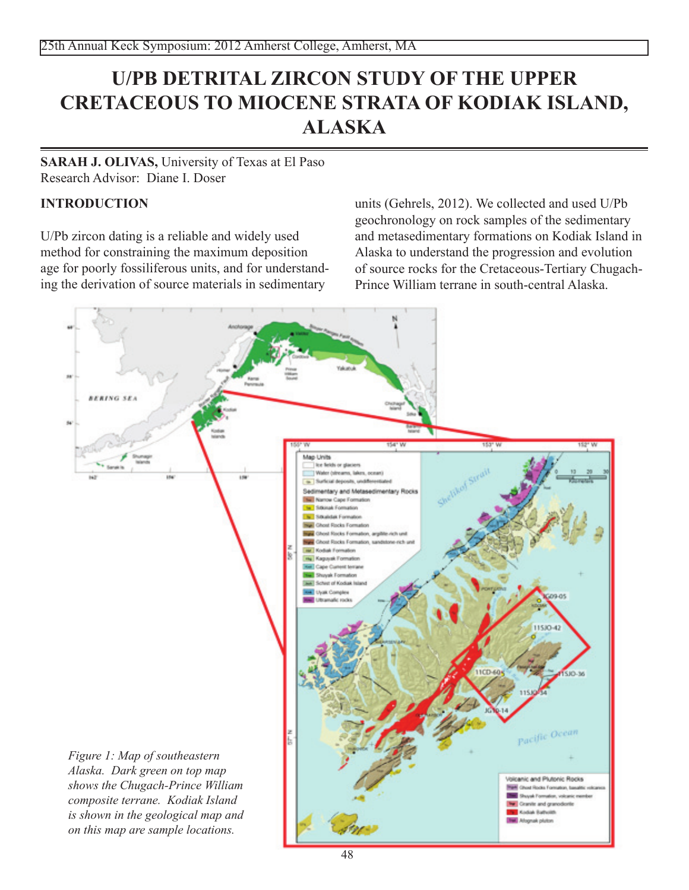# U/PB DETRITAL ZIRCON STUDY OF THE UPPER CRETACEOUS TO MIOCENE STRATA OF KODIAK ISLAND, ALASKA

**SARAH J. OLIVAS,** University of Texas at El Paso
Research Advisor: Diane I. Doser

## INTRODUCTION

U/Pb zircon dating is a reliable and widely used method for constraining the maximum deposition age for poorly fossiliferous units, and for understanding the derivation of source materials in sedimentary units (Gehrels, 2012). We collected and used U/Pb geochronology on rock samples of the sedimentary and metasedimentary formations on Kodiak Island in Alaska to understand the progression and evolution of source rocks for the Cretaceous-Tertiary Chugach-Prince William terrane in south-central Alaska.

*Figure 1: Map of southeastern Alaska. Dark green on top map shows the Chugach-Prince William composite terrane. Kodiak Island is shown in the geological map and on this map are sample locations.*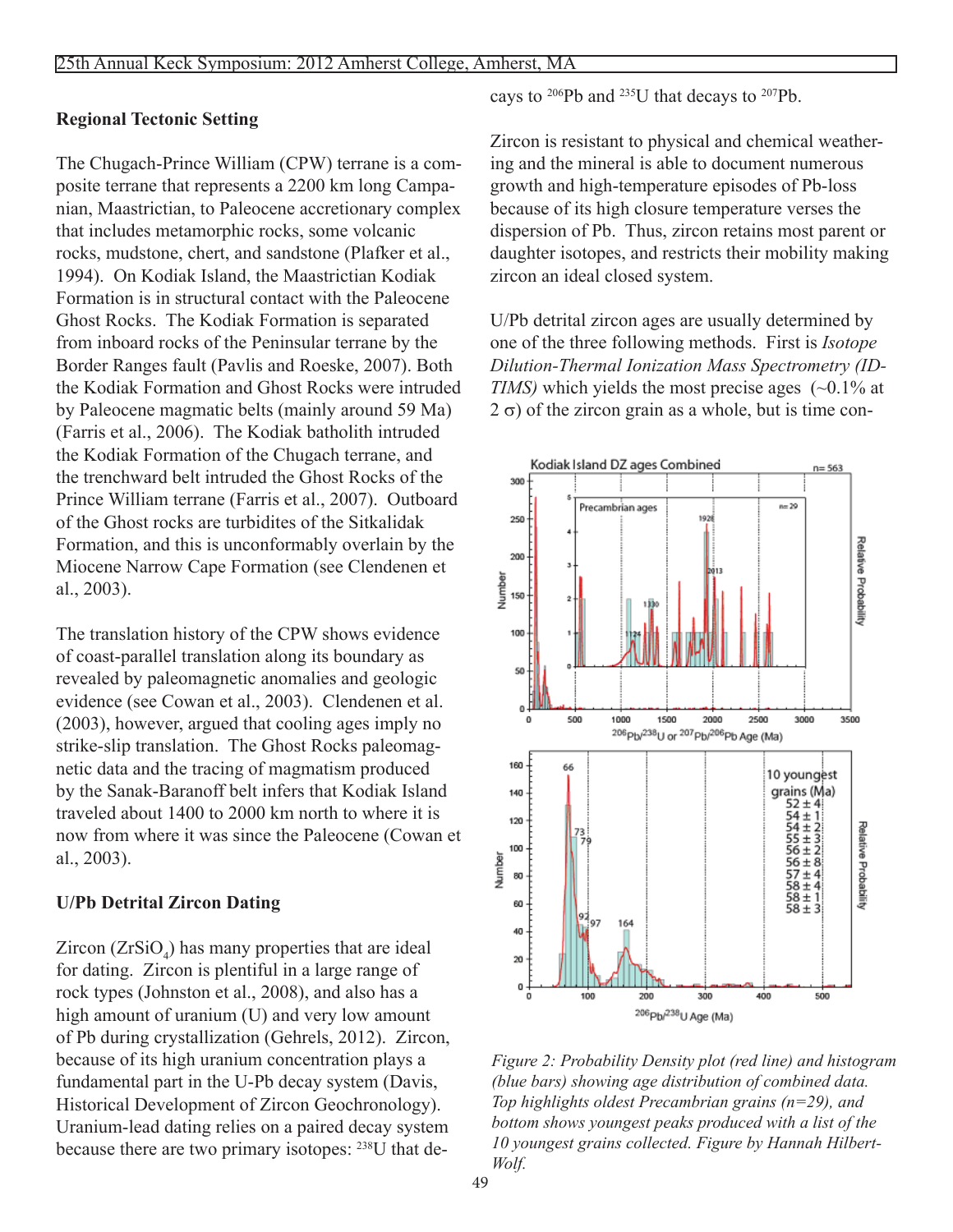**Regional Tectonic Setting**

The Chugach-Prince William (CPW) terrane is a composite terrane that represents a 2200 km long Campanian, Maastrictian, to Paleocene accretionary complex that includes metamorphic rocks, some volcanic rocks, mudstone, chert, and sandstone (Plafker et al., 1994). On Kodiak Island, the Maastrictian Kodiak Formation is in structural contact with the Paleocene Ghost Rocks. The Kodiak Formation is separated from inboard rocks of the Peninsular terrane by the Border Ranges fault (Pavlis and Roeske, 2007). Both the Kodiak Formation and Ghost Rocks were intruded by Paleocene magmatic belts (mainly around 59 Ma) (Farris et al., 2006). The Kodiak batholith intruded the Kodiak Formation of the Chugach terrane, and the trenchward belt intruded the Ghost Rocks of the Prince William terrane (Farris et al., 2007). Outboard of the Ghost rocks are turbidites of the Sitkalidak Formation, and this is unconformably overlain by the Miocene Narrow Cape Formation (see Clendenen et al., 2003).

The translation history of the CPW shows evidence of coast-parallel translation along its boundary as revealed by paleomagnetic anomalies and geologic evidence (see Cowan et al., 2003). Clendenen et al. (2003), however, argued that cooling ages imply no strike-slip translation. The Ghost Rocks paleomagnetic data and the tracing of magmatism produced by the Sanak-Baranoff belt infers that Kodiak Island traveled about 1400 to 2000 km north to where it is now from where it was since the Paleocene (Cowan et al., 2003).

**U/Pb Detrital Zircon Dating**

Zircon ($ZrSiO_4$) has many properties that are ideal for dating. Zircon is plentiful in a large range of rock types (Johnston et al., 2008), and also has a high amount of uranium (U) and very low amount of Pb during crystallization (Gehrels, 2012). Zircon, because of its high uranium concentration plays a fundamental part in the U-Pb decay system (Davis, Historical Development of Zircon Geochronology). Uranium-lead dating relies on a paired decay system because there are two primary isotopes: $^{238}$U that decays to $^{206}$Pb and $^{235}$U that decays to $^{207}$Pb.

Zircon is resistant to physical and chemical weathering and the mineral is able to document numerous growth and high-temperature episodes of Pb-loss because of its high closure temperature verses the dispersion of Pb. Thus, zircon retains most parent or daughter isotopes, and restricts their mobility making zircon an ideal closed system.

U/Pb detrital zircon ages are usually determined by one of the three following methods. First is *Isotope Dilution-Thermal Ionization Mass Spectrometry (ID-TIMS)* which yields the most precise ages (~0.1% at 2 $\sigma$) of the zircon grain as a whole, but is time con-

*Figure 2: Probability Density plot (red line) and histogram (blue bars) showing age distribution of combined data. Top highlights oldest Precambrian grains (n=29), and bottom shows youngest peaks produced with a list of the 10 youngest grains collected. Figure by Hannah Hilbert-Wolf.*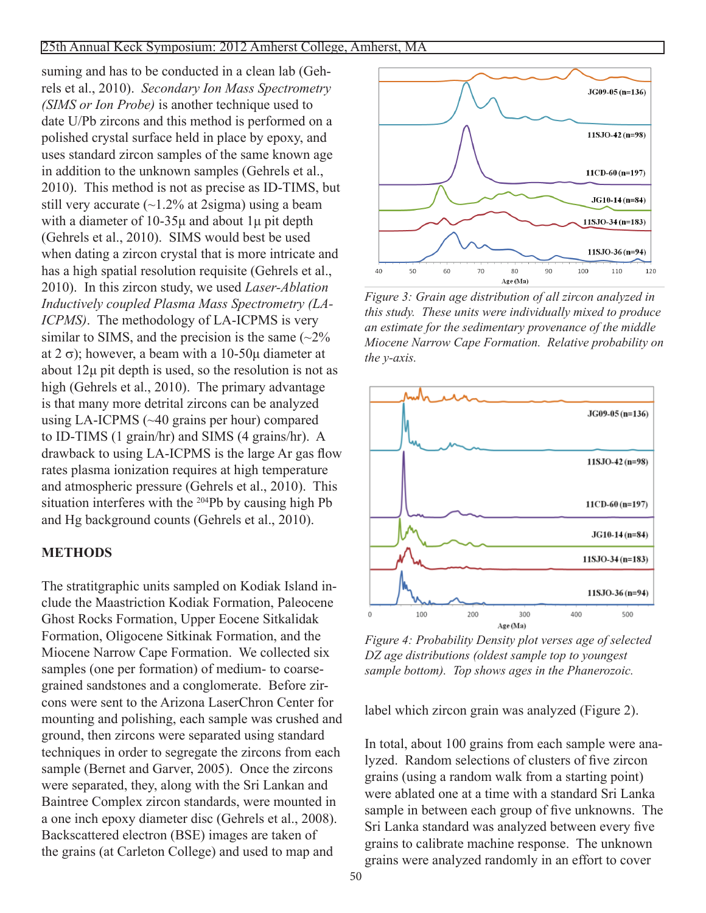suming and has to be conducted in a clean lab (Gehrels et al., 2010). *Secondary Ion Mass Spectrometry (SIMS or Ion Probe)* is another technique used to date U/Pb zircons and this method is performed on a polished crystal surface held in place by epoxy, and uses standard zircon samples of the same known age in addition to the unknown samples (Gehrels et al., 2010). This method is not as precise as ID-TIMS, but still very accurate (~1.2% at 2sigma) using a beam with a diameter of 10-35μ and about 1μ pit depth (Gehrels et al., 2010). SIMS would best be used when dating a zircon crystal that is more intricate and has a high spatial resolution requisite (Gehrels et al., 2010). In this zircon study, we used *Laser-Ablation Inductively coupled Plasma Mass Spectrometry (LA-ICPMS)*. The methodology of LA-ICPMS is very similar to SIMS, and the precision is the same (~2% at 2 σ); however, a beam with a 10-50μ diameter at about 12μ pit depth is used, so the resolution is not as high (Gehrels et al., 2010). The primary advantage is that many more detrital zircons can be analyzed using LA-ICPMS (~40 grains per hour) compared to ID-TIMS (1 grain/hr) and SIMS (4 grains/hr). A drawback to using LA-ICPMS is the large Ar gas flow rates plasma ionization requires at high temperature and atmospheric pressure (Gehrels et al., 2010). This situation interferes with the $^{204}$Pb by causing high Pb and Hg background counts (Gehrels et al., 2010).

*Figure 3: Grain age distribution of all zircon analyzed in this study. These units were individually mixed to produce an estimate for the sedimentary provenance of the middle Miocene Narrow Cape Formation. Relative probability on the y-axis.*

*Figure 4: Probability Density plot verses age of selected DZ age distributions (oldest sample top to youngest sample bottom). Top shows ages in the Phanerozoic.*

## METHODS

The stratitgraphic units sampled on Kodiak Island include the Maastriction Kodiak Formation, Paleocene Ghost Rocks Formation, Upper Eocene Sitkalidak Formation, Oligocene Sitkinak Formation, and the Miocene Narrow Cape Formation. We collected six samples (one per formation) of medium- to coarse-grained sandstones and a conglomerate. Before zircons were sent to the Arizona LaserChron Center for mounting and polishing, each sample was crushed and ground, then zircons were separated using standard techniques in order to segregate the zircons from each sample (Bernet and Garver, 2005). Once the zircons were separated, they, along with the Sri Lankan and Baintree Complex zircon standards, were mounted in a one inch epoxy diameter disc (Gehrels et al., 2008). Backscattered electron (BSE) images are taken of the grains (at Carleton College) and used to map and label which zircon grain was analyzed (Figure 2).

In total, about 100 grains from each sample were analyzed. Random selections of clusters of five zircon grains (using a random walk from a starting point) were ablated one at a time with a standard Sri Lanka sample in between each group of five unknowns. The Sri Lanka standard was analyzed between every five grains to calibrate machine response. The unknown grains were analyzed randomly in an effort to cover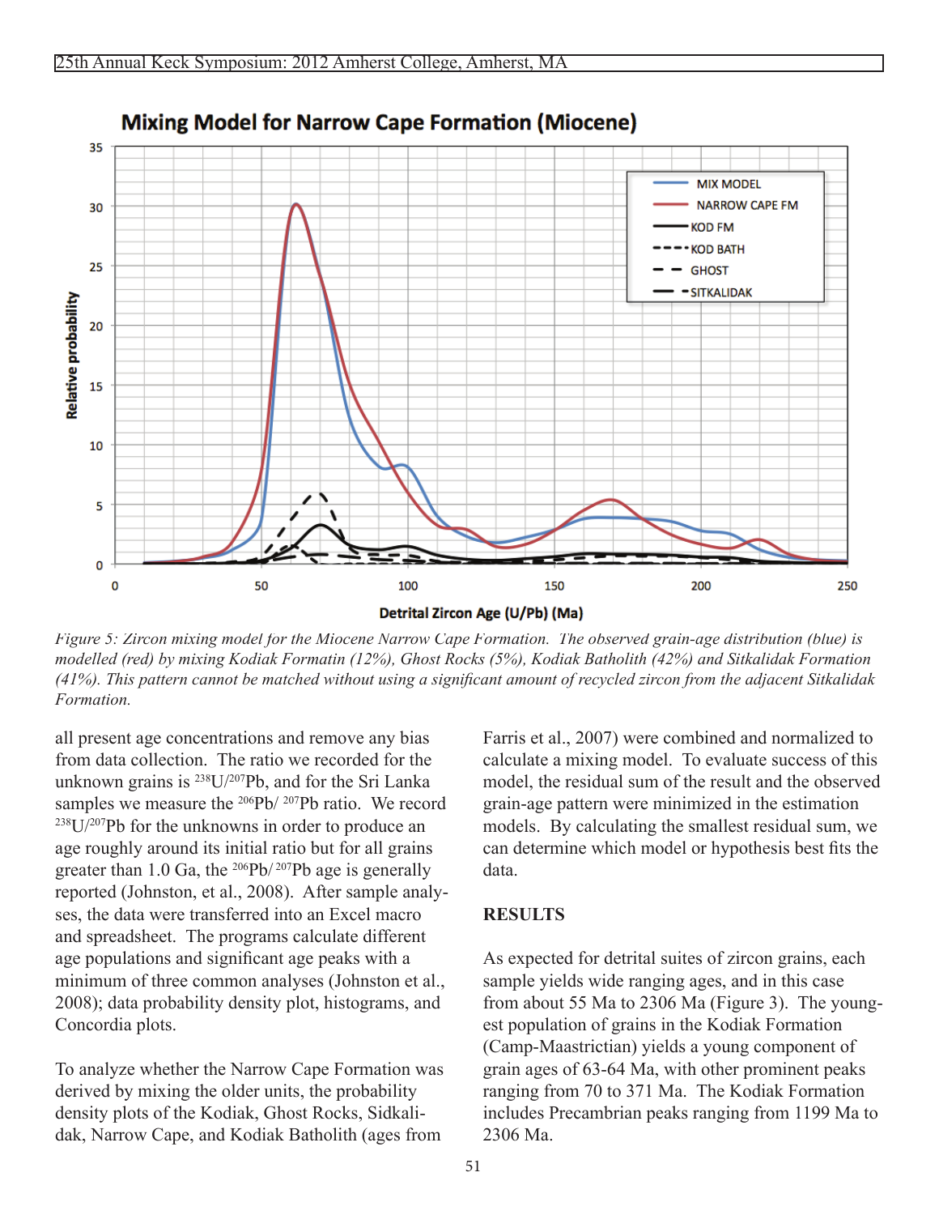*Figure 5: Zircon mixing model for the Miocene Narrow Cape Formation. The observed grain-age distribution (blue) is modelled (red) by mixing Kodiak Formatin (12%), Ghost Rocks (5%), Kodiak Batholith (42%) and Sitkalidak Formation (41%). This pattern cannot be matched without using a significant amount of recycled zircon from the adjacent Sitkalidak Formation.*

all present age concentrations and remove any bias from data collection. The ratio we recorded for the unknown grains is $^{238}U/^{207}Pb$, and for the Sri Lanka samples we measure the $^{206}Pb/^{207}Pb$ ratio. We record $^{238}U/^{207}Pb$ for the unknowns in order to produce an age roughly around its initial ratio but for all grains greater than 1.0 Ga, the $^{206}Pb/^{207}Pb$ age is generally reported (Johnston, et al., 2008). After sample analyses, the data were transferred into an Excel macro and spreadsheet. The programs calculate different age populations and significant age peaks with a minimum of three common analyses (Johnston et al., 2008); data probability density plot, histograms, and Concordia plots.

To analyze whether the Narrow Cape Formation was derived by mixing the older units, the probability density plots of the Kodiak, Ghost Rocks, Sidkalidak, Narrow Cape, and Kodiak Batholith (ages from Farris et al., 2007) were combined and normalized to calculate a mixing model. To evaluate success of this model, the residual sum of the result and the observed grain-age pattern were minimized in the estimation models. By calculating the smallest residual sum, we can determine which model or hypothesis best fits the data.

## RESULTS

As expected for detrital suites of zircon grains, each sample yields wide ranging ages, and in this case from about 55 Ma to 2306 Ma (Figure 3). The youngest population of grains in the Kodiak Formation (Camp-Maastrictian) yields a young component of grain ages of 63-64 Ma, with other prominent peaks ranging from 70 to 371 Ma. The Kodiak Formation includes Precambrian peaks ranging from 1199 Ma to 2306 Ma.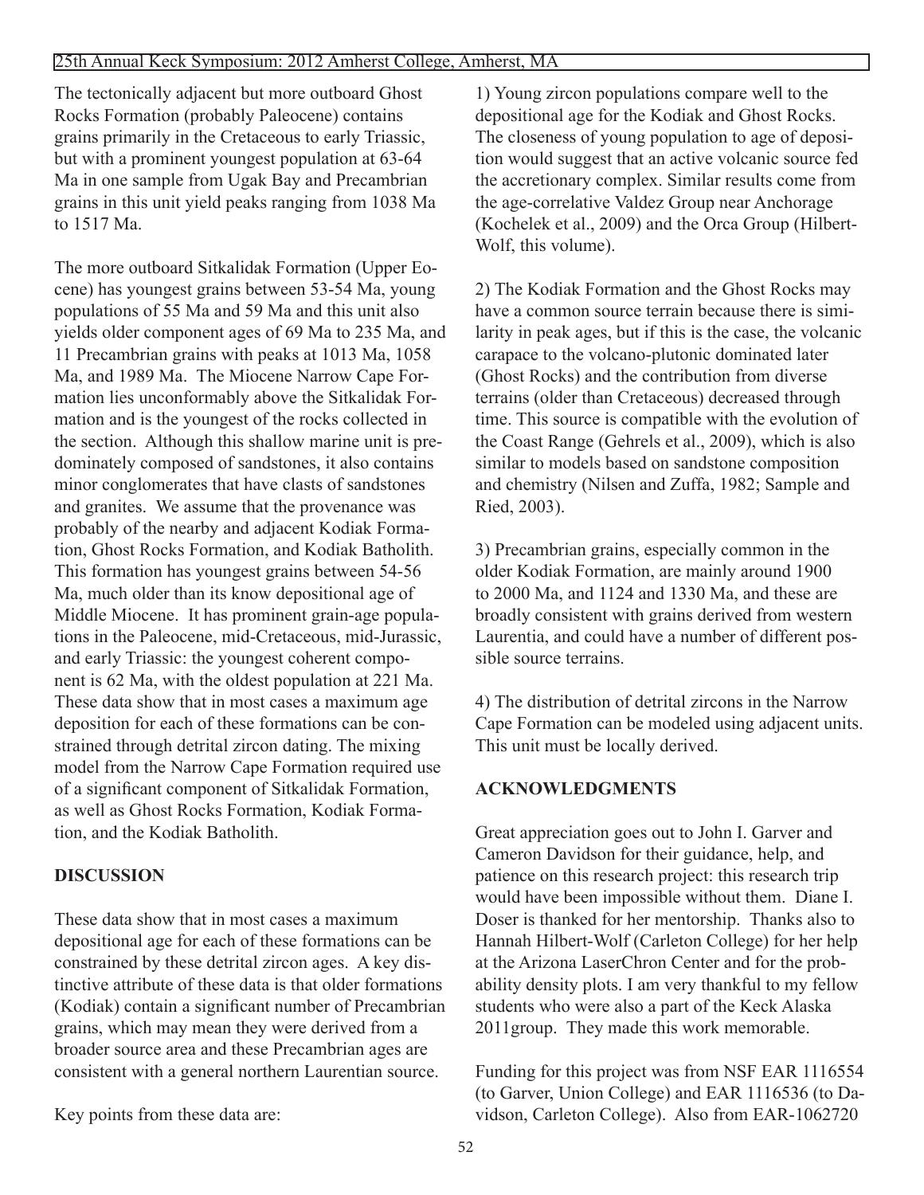The tectonically adjacent but more outboard Ghost Rocks Formation (probably Paleocene) contains grains primarily in the Cretaceous to early Triassic, but with a prominent youngest population at 63-64 Ma in one sample from Ugak Bay and Precambrian grains in this unit yield peaks ranging from 1038 Ma to 1517 Ma.

The more outboard Sitkalidak Formation (Upper Eocene) has youngest grains between 53-54 Ma, young populations of 55 Ma and 59 Ma and this unit also yields older component ages of 69 Ma to 235 Ma, and 11 Precambrian grains with peaks at 1013 Ma, 1058 Ma, and 1989 Ma. The Miocene Narrow Cape Formation lies unconformably above the Sitkalidak Formation and is the youngest of the rocks collected in the section. Although this shallow marine unit is predominately composed of sandstones, it also contains minor conglomerates that have clasts of sandstones and granites. We assume that the provenance was probably of the nearby and adjacent Kodiak Formation, Ghost Rocks Formation, and Kodiak Batholith. This formation has youngest grains between 54-56 Ma, much older than its know depositional age of Middle Miocene. It has prominent grain-age populations in the Paleocene, mid-Cretaceous, mid-Jurassic, and early Triassic: the youngest coherent component is 62 Ma, with the oldest population at 221 Ma. These data show that in most cases a maximum age deposition for each of these formations can be constrained through detrital zircon dating. The mixing model from the Narrow Cape Formation required use of a significant component of Sitkalidak Formation, as well as Ghost Rocks Formation, Kodiak Formation, and the Kodiak Batholith.

## DISCUSSION

These data show that in most cases a maximum depositional age for each of these formations can be constrained by these detrital zircon ages. A key distinctive attribute of these data is that older formations (Kodiak) contain a significant number of Precambrian grains, which may mean they were derived from a broader source area and these Precambrian ages are consistent with a general northern Laurentian source.

Key points from these data are:

1) Young zircon populations compare well to the depositional age for the Kodiak and Ghost Rocks. The closeness of young population to age of deposition would suggest that an active volcanic source fed the accretionary complex. Similar results come from the age-correlative Valdez Group near Anchorage (Kochelek et al., 2009) and the Orca Group (Hilbert-Wolf, this volume).

2) The Kodiak Formation and the Ghost Rocks may have a common source terrain because there is similarity in peak ages, but if this is the case, the volcanic carapace to the volcano-plutonic dominated later (Ghost Rocks) and the contribution from diverse terrains (older than Cretaceous) decreased through time. This source is compatible with the evolution of the Coast Range (Gehrels et al., 2009), which is also similar to models based on sandstone composition and chemistry (Nilsen and Zuffa, 1982; Sample and Ried, 2003).

3) Precambrian grains, especially common in the older Kodiak Formation, are mainly around 1900 to 2000 Ma, and 1124 and 1330 Ma, and these are broadly consistent with grains derived from western Laurentia, and could have a number of different possible source terrains.

4) The distribution of detrital zircons in the Narrow Cape Formation can be modeled using adjacent units. This unit must be locally derived.

## ACKNOWLEDGMENTS

Great appreciation goes out to John I. Garver and Cameron Davidson for their guidance, help, and patience on this research project: this research trip would have been impossible without them. Diane I. Doser is thanked for her mentorship. Thanks also to Hannah Hilbert-Wolf (Carleton College) for her help at the Arizona LaserChron Center and for the probability density plots. I am very thankful to my fellow students who were also a part of the Keck Alaska 2011group. They made this work memorable.

Funding for this project was from NSF EAR 1116554 (to Garver, Union College) and EAR 1116536 (to Davidson, Carleton College). Also from EAR-1062720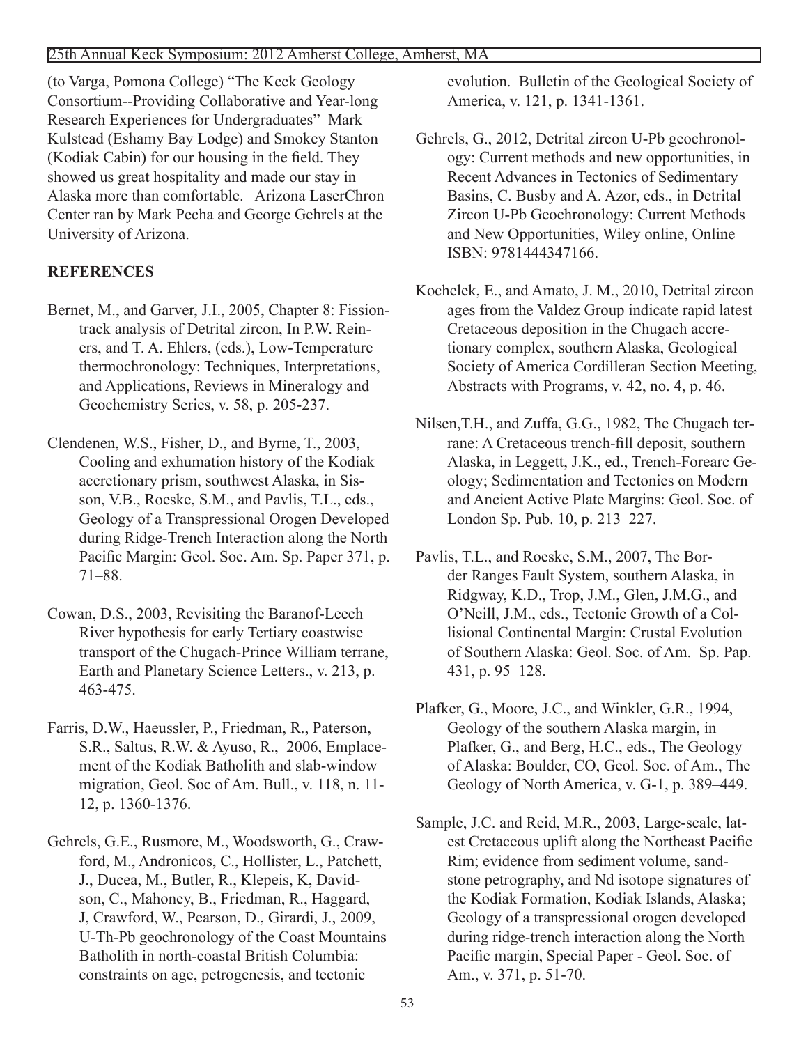(to Varga, Pomona College) "The Keck Geology Consortium--Providing Collaborative and Year-long Research Experiences for Undergraduates" Mark Kulstead (Eshamy Bay Lodge) and Smokey Stanton (Kodiak Cabin) for our housing in the field. They showed us great hospitality and made our stay in Alaska more than comfortable. Arizona LaserChron Center ran by Mark Pecha and George Gehrels at the University of Arizona.

## REFERENCES

Bernet, M., and Garver, J.I., 2005, Chapter 8: Fission-track analysis of Detrital zircon, In P.W. Reiners, and T. A. Ehlers, (eds.), Low-Temperature thermochronology: Techniques, Interpretations, and Applications, Reviews in Mineralogy and Geochemistry Series, v. 58, p. 205-237.

Clendenen, W.S., Fisher, D., and Byrne, T., 2003, Cooling and exhumation history of the Kodiak accretionary prism, southwest Alaska, in Sisson, V.B., Roeske, S.M., and Pavlis, T.L., eds., Geology of a Transpressional Orogen Developed during Ridge-Trench Interaction along the North Pacific Margin: Geol. Soc. Am. Sp. Paper 371, p. 71–88.

Cowan, D.S., 2003, Revisiting the Baranof-Leech River hypothesis for early Tertiary coastwise transport of the Chugach-Prince William terrane, Earth and Planetary Science Letters., v. 213, p. 463-475.

Farris, D.W., Haeussler, P., Friedman, R., Paterson, S.R., Saltus, R.W. & Ayuso, R., 2006, Emplacement of the Kodiak Batholith and slab-window migration, Geol. Soc of Am. Bull., v. 118, n. 11-12, p. 1360-1376.

Gehrels, G.E., Rusmore, M., Woodsworth, G., Crawford, M., Andronicos, C., Hollister, L., Patchett, J., Ducea, M., Butler, R., Klepeis, K, Davidson, C., Mahoney, B., Friedman, R., Haggard, J, Crawford, W., Pearson, D., Girardi, J., 2009, U-Th-Pb geochronology of the Coast Mountains Batholith in north-coastal British Columbia: constraints on age, petrogenesis, and tectonic evolution. Bulletin of the Geological Society of America, v. 121, p. 1341-1361.

Gehrels, G., 2012, Detrital zircon U-Pb geochronology: Current methods and new opportunities, in Recent Advances in Tectonics of Sedimentary Basins, C. Busby and A. Azor, eds., in Detrital Zircon U-Pb Geochronology: Current Methods and New Opportunities, Wiley online, Online ISBN: 9781444347166.

Kochelek, E., and Amato, J. M., 2010, Detrital zircon ages from the Valdez Group indicate rapid latest Cretaceous deposition in the Chugach accretionary complex, southern Alaska, Geological Society of America Cordilleran Section Meeting, Abstracts with Programs, v. 42, no. 4, p. 46.

Nilsen,T.H., and Zuffa, G.G., 1982, The Chugach terrane: A Cretaceous trench-fill deposit, southern Alaska, in Leggett, J.K., ed., Trench-Forearc Geology; Sedimentation and Tectonics on Modern and Ancient Active Plate Margins: Geol. Soc. of London Sp. Pub. 10, p. 213–227.

Pavlis, T.L., and Roeske, S.M., 2007, The Border Ranges Fault System, southern Alaska, in Ridgway, K.D., Trop, J.M., Glen, J.M.G., and O'Neill, J.M., eds., Tectonic Growth of a Collisional Continental Margin: Crustal Evolution of Southern Alaska: Geol. Soc. of Am. Sp. Pap. 431, p. 95–128.

Plafker, G., Moore, J.C., and Winkler, G.R., 1994, Geology of the southern Alaska margin, in Plafker, G., and Berg, H.C., eds., The Geology of Alaska: Boulder, CO, Geol. Soc. of Am., The Geology of North America, v. G-1, p. 389–449.

Sample, J.C. and Reid, M.R., 2003, Large-scale, latest Cretaceous uplift along the Northeast Pacific Rim; evidence from sediment volume, sandstone petrography, and Nd isotope signatures of the Kodiak Formation, Kodiak Islands, Alaska; Geology of a transpressional orogen developed during ridge-trench interaction along the North Pacific margin, Special Paper - Geol. Soc. of Am., v. 371, p. 51-70.